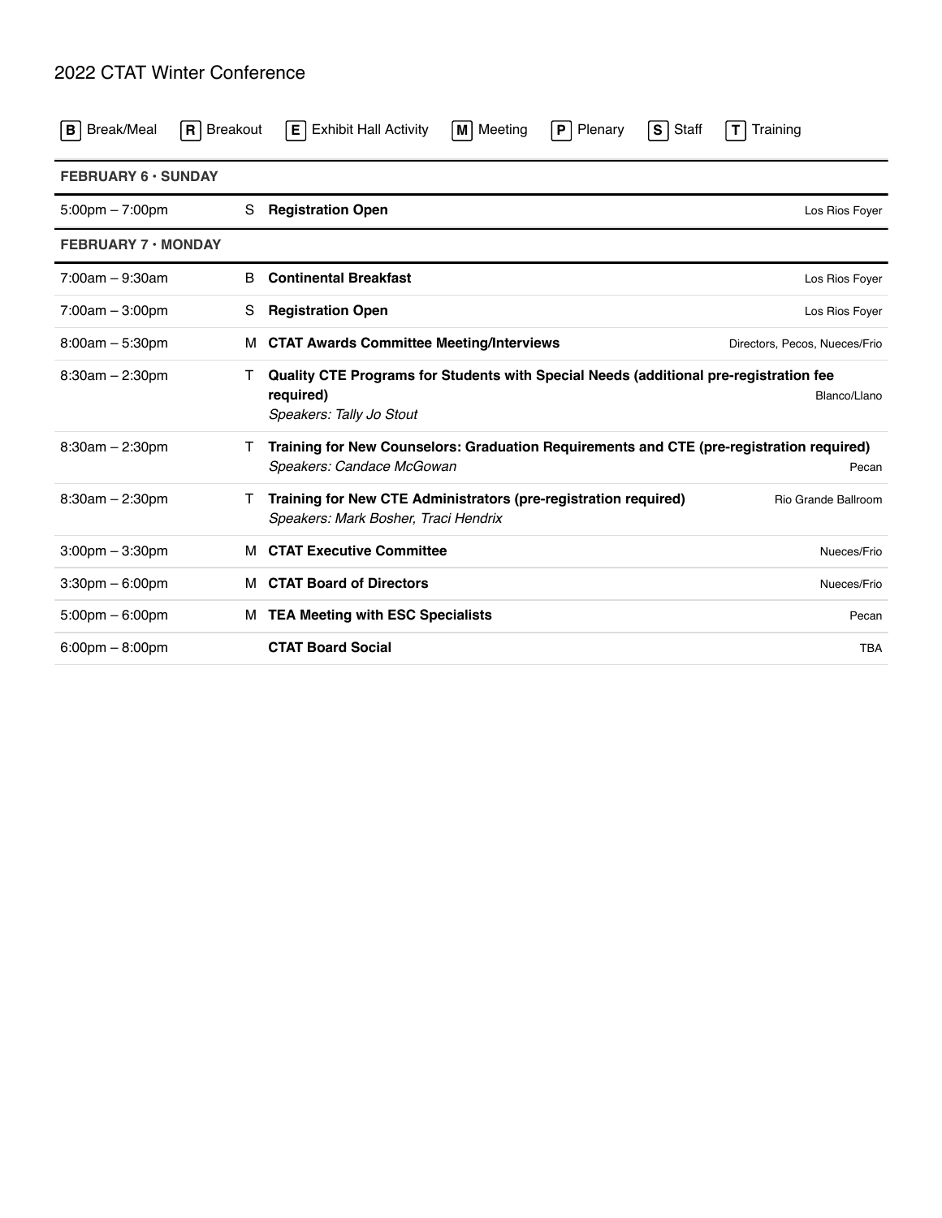# 2022 CTAT Winter Conference

**B** Break/Meal **R** Breakout **E** Exhibit Hall Activity **M** Meeting **P** Plenary **S** Staff **T** Training

## FEBRUARY 6 · SUNDAY

| Time | Type | Session | Location |
|---|---|---|---|
| 5:00pm – 7:00pm | S | **Registration Open** | Los Rios Foyer |

## FEBRUARY 7 · MONDAY

| Time | Type | Session | Location |
|---|---|---|---|
| 7:00am – 9:30am | B | **Continental Breakfast** | Los Rios Foyer |
| 7:00am – 3:00pm | S | **Registration Open** | Los Rios Foyer |
| 8:00am – 5:30pm | M | **CTAT Awards Committee Meeting/Interviews** | Directors, Pecos, Nueces/Frio |
| 8:30am – 2:30pm | T | **Quality CTE Programs for Students with Special Needs (additional pre-registration fee required)** *Speakers: Tally Jo Stout* | Blanco/Llano |
| 8:30am – 2:30pm | T | **Training for New Counselors: Graduation Requirements and CTE (pre-registration required)** *Speakers: Candace McGowan* | Pecan |
| 8:30am – 2:30pm | T | **Training for New CTE Administrators (pre-registration required)** *Speakers: Mark Bosher, Traci Hendrix* | Rio Grande Ballroom |
| 3:00pm – 3:30pm | M | **CTAT Executive Committee** | Nueces/Frio |
| 3:30pm – 6:00pm | M | **CTAT Board of Directors** | Nueces/Frio |
| 5:00pm – 6:00pm | M | **TEA Meeting with ESC Specialists** | Pecan |
| 6:00pm – 8:00pm | | **CTAT Board Social** | TBA |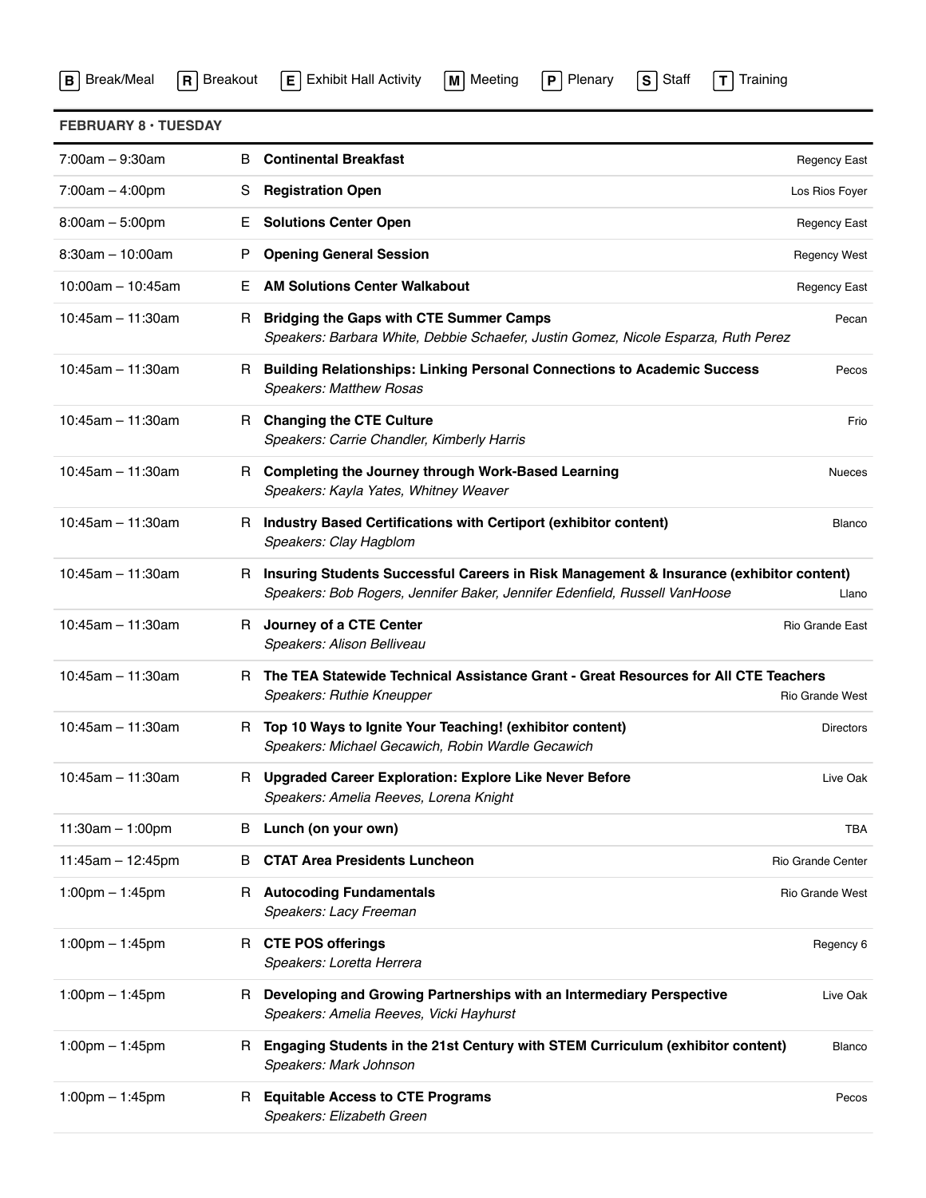**B** Break/Meal **R** Breakout **E** Exhibit Hall Activity **M** Meeting **P** Plenary **S** Staff **T** Training

## FEBRUARY 8 • TUESDAY

| Time | Type | Session | Location |
|---|---|---|---|
| 7:00am – 9:30am | B | **Continental Breakfast** | Regency East |
| 7:00am – 4:00pm | S | **Registration Open** | Los Rios Foyer |
| 8:00am – 5:00pm | E | **Solutions Center Open** | Regency East |
| 8:30am – 10:00am | P | **Opening General Session** | Regency West |
| 10:00am – 10:45am | E | **AM Solutions Center Walkabout** | Regency East |
| 10:45am – 11:30am | R | **Bridging the Gaps with CTE Summer Camps**<br>*Speakers: Barbara White, Debbie Schaefer, Justin Gomez, Nicole Esparza, Ruth Perez* | Pecan |
| 10:45am – 11:30am | R | **Building Relationships: Linking Personal Connections to Academic Success**<br>*Speakers: Matthew Rosas* | Pecos |
| 10:45am – 11:30am | R | **Changing the CTE Culture**<br>*Speakers: Carrie Chandler, Kimberly Harris* | Frio |
| 10:45am – 11:30am | R | **Completing the Journey through Work-Based Learning**<br>*Speakers: Kayla Yates, Whitney Weaver* | Nueces |
| 10:45am – 11:30am | R | **Industry Based Certifications with Certiport (exhibitor content)**<br>*Speakers: Clay Hagblom* | Blanco |
| 10:45am – 11:30am | R | **Insuring Students Successful Careers in Risk Management & Insurance (exhibitor content)**<br>*Speakers: Bob Rogers, Jennifer Baker, Jennifer Edenfield, Russell VanHoose* | Llano |
| 10:45am – 11:30am | R | **Journey of a CTE Center**<br>*Speakers: Alison Belliveau* | Rio Grande East |
| 10:45am – 11:30am | R | **The TEA Statewide Technical Assistance Grant - Great Resources for All CTE Teachers**<br>*Speakers: Ruthie Kneupper* | Rio Grande West |
| 10:45am – 11:30am | R | **Top 10 Ways to Ignite Your Teaching! (exhibitor content)**<br>*Speakers: Michael Gecawich, Robin Wardle Gecawich* | Directors |
| 10:45am – 11:30am | R | **Upgraded Career Exploration: Explore Like Never Before**<br>*Speakers: Amelia Reeves, Lorena Knight* | Live Oak |
| 11:30am – 1:00pm | B | **Lunch (on your own)** | TBA |
| 11:45am – 12:45pm | B | **CTAT Area Presidents Luncheon** | Rio Grande Center |
| 1:00pm – 1:45pm | R | **Autocoding Fundamentals**<br>*Speakers: Lacy Freeman* | Rio Grande West |
| 1:00pm – 1:45pm | R | **CTE POS offerings**<br>*Speakers: Loretta Herrera* | Regency 6 |
| 1:00pm – 1:45pm | R | **Developing and Growing Partnerships with an Intermediary Perspective**<br>*Speakers: Amelia Reeves, Vicki Hayhurst* | Live Oak |
| 1:00pm – 1:45pm | R | **Engaging Students in the 21st Century with STEM Curriculum (exhibitor content)**<br>*Speakers: Mark Johnson* | Blanco |
| 1:00pm – 1:45pm | R | **Equitable Access to CTE Programs**<br>*Speakers: Elizabeth Green* | Pecos |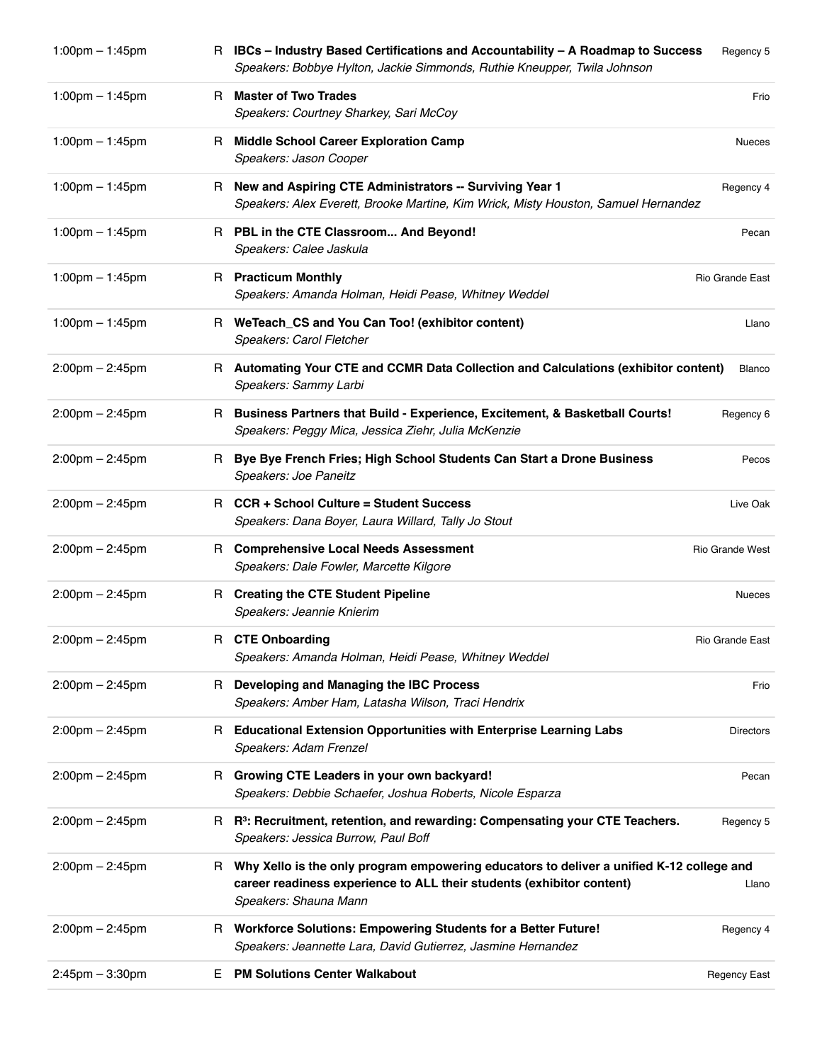| Time | Type | Session | Room |
|---|---|---|---|
| 1:00pm – 1:45pm | R | **IBCs – Industry Based Certifications and Accountability – A Roadmap to Success**<br>*Speakers: Bobbye Hylton, Jackie Simmonds, Ruthie Kneupper, Twila Johnson* | Regency 5 |
| 1:00pm – 1:45pm | R | **Master of Two Trades**<br>*Speakers: Courtney Sharkey, Sari McCoy* | Frio |
| 1:00pm – 1:45pm | R | **Middle School Career Exploration Camp**<br>*Speakers: Jason Cooper* | Nueces |
| 1:00pm – 1:45pm | R | **New and Aspiring CTE Administrators -- Surviving Year 1**<br>*Speakers: Alex Everett, Brooke Martine, Kim Wrick, Misty Houston, Samuel Hernandez* | Regency 4 |
| 1:00pm – 1:45pm | R | **PBL in the CTE Classroom... And Beyond!**<br>*Speakers: Calee Jaskula* | Pecan |
| 1:00pm – 1:45pm | R | **Practicum Monthly**<br>*Speakers: Amanda Holman, Heidi Pease, Whitney Weddel* | Rio Grande East |
| 1:00pm – 1:45pm | R | **WeTeach_CS and You Can Too! (exhibitor content)**<br>*Speakers: Carol Fletcher* | Llano |
| 2:00pm – 2:45pm | R | **Automating Your CTE and CCMR Data Collection and Calculations (exhibitor content)**<br>*Speakers: Sammy Larbi* | Blanco |
| 2:00pm – 2:45pm | R | **Business Partners that Build - Experience, Excitement, & Basketball Courts!**<br>*Speakers: Peggy Mica, Jessica Ziehr, Julia McKenzie* | Regency 6 |
| 2:00pm – 2:45pm | R | **Bye Bye French Fries; High School Students Can Start a Drone Business**<br>*Speakers: Joe Paneitz* | Pecos |
| 2:00pm – 2:45pm | R | **CCR + School Culture = Student Success**<br>*Speakers: Dana Boyer, Laura Willard, Tally Jo Stout* | Live Oak |
| 2:00pm – 2:45pm | R | **Comprehensive Local Needs Assessment**<br>*Speakers: Dale Fowler, Marcette Kilgore* | Rio Grande West |
| 2:00pm – 2:45pm | R | **Creating the CTE Student Pipeline**<br>*Speakers: Jeannie Knierim* | Nueces |
| 2:00pm – 2:45pm | R | **CTE Onboarding**<br>*Speakers: Amanda Holman, Heidi Pease, Whitney Weddel* | Rio Grande East |
| 2:00pm – 2:45pm | R | **Developing and Managing the IBC Process**<br>*Speakers: Amber Ham, Latasha Wilson, Traci Hendrix* | Frio |
| 2:00pm – 2:45pm | R | **Educational Extension Opportunities with Enterprise Learning Labs**<br>*Speakers: Adam Frenzel* | Directors |
| 2:00pm – 2:45pm | R | **Growing CTE Leaders in your own backyard!**<br>*Speakers: Debbie Schaefer, Joshua Roberts, Nicole Esparza* | Pecan |
| 2:00pm – 2:45pm | R | **R³: Recruitment, retention, and rewarding: Compensating your CTE Teachers.**<br>*Speakers: Jessica Burrow, Paul Boff* | Regency 5 |
| 2:00pm – 2:45pm | R | **Why Xello is the only program empowering educators to deliver a unified K-12 college and career readiness experience to ALL their students (exhibitor content)**<br>*Speakers: Shauna Mann* | Llano |
| 2:00pm – 2:45pm | R | **Workforce Solutions: Empowering Students for a Better Future!**<br>*Speakers: Jeannette Lara, David Gutierrez, Jasmine Hernandez* | Regency 4 |
| 2:45pm – 3:30pm | E | **PM Solutions Center Walkabout** | Regency East |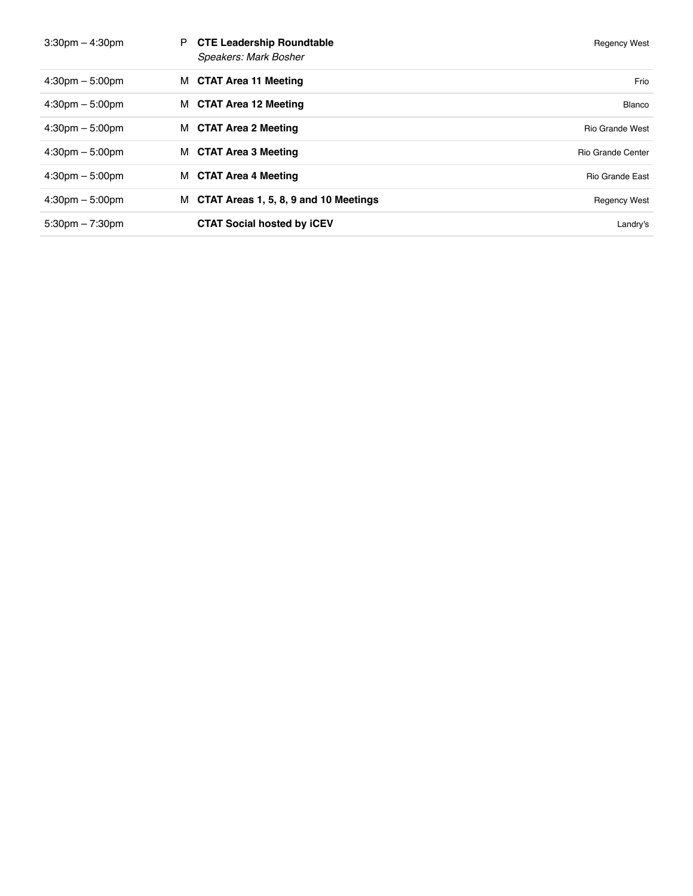| | | | |
|---|---|---|---|
| 3:30pm – 4:30pm | P | **CTE Leadership Roundtable**<br>*Speakers: Mark Bosher* | Regency West |
| 4:30pm – 5:00pm | M | **CTAT Area 11 Meeting** | Frio |
| 4:30pm – 5:00pm | M | **CTAT Area 12 Meeting** | Blanco |
| 4:30pm – 5:00pm | M | **CTAT Area 2 Meeting** | Rio Grande West |
| 4:30pm – 5:00pm | M | **CTAT Area 3 Meeting** | Rio Grande Center |
| 4:30pm – 5:00pm | M | **CTAT Area 4 Meeting** | Rio Grande East |
| 4:30pm – 5:00pm | M | **CTAT Areas 1, 5, 8, 9 and 10 Meetings** | Regency West |
| 5:30pm – 7:30pm | | **CTAT Social hosted by iCEV** | Landry's |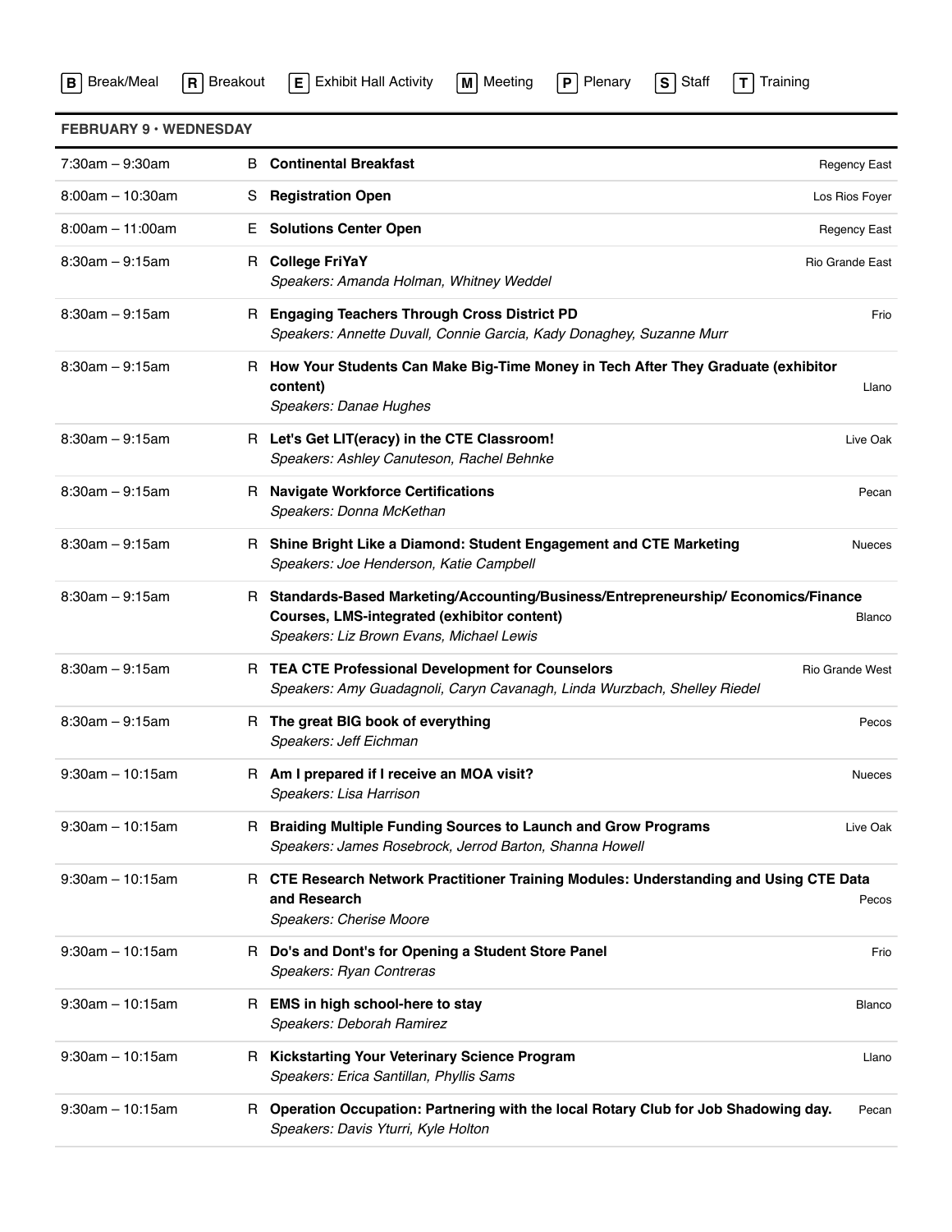**B** Break/Meal **R** Breakout **E** Exhibit Hall Activity **M** Meeting **P** Plenary **S** Staff **T** Training

## FEBRUARY 9 • WEDNESDAY

| Time | Type | Session | Location |
|---|---|---|---|
| 7:30am – 9:30am | B | **Continental Breakfast** | Regency East |
| 8:00am – 10:30am | S | **Registration Open** | Los Rios Foyer |
| 8:00am – 11:00am | E | **Solutions Center Open** | Regency East |
| 8:30am – 9:15am | R | **College FriYaY**<br>*Speakers: Amanda Holman, Whitney Weddel* | Rio Grande East |
| 8:30am – 9:15am | R | **Engaging Teachers Through Cross District PD**<br>*Speakers: Annette Duvall, Connie Garcia, Kady Donaghey, Suzanne Murr* | Frio |
| 8:30am – 9:15am | R | **How Your Students Can Make Big-Time Money in Tech After They Graduate (exhibitor content)**<br>*Speakers: Danae Hughes* | Llano |
| 8:30am – 9:15am | R | **Let's Get LIT(eracy) in the CTE Classroom!**<br>*Speakers: Ashley Canuteson, Rachel Behnke* | Live Oak |
| 8:30am – 9:15am | R | **Navigate Workforce Certifications**<br>*Speakers: Donna McKethan* | Pecan |
| 8:30am – 9:15am | R | **Shine Bright Like a Diamond: Student Engagement and CTE Marketing**<br>*Speakers: Joe Henderson, Katie Campbell* | Nueces |
| 8:30am – 9:15am | R | **Standards-Based Marketing/Accounting/Business/Entrepreneurship/ Economics/Finance Courses, LMS-integrated (exhibitor content)**<br>*Speakers: Liz Brown Evans, Michael Lewis* | Blanco |
| 8:30am – 9:15am | R | **TEA CTE Professional Development for Counselors**<br>*Speakers: Amy Guadagnoli, Caryn Cavanagh, Linda Wurzbach, Shelley Riedel* | Rio Grande West |
| 8:30am – 9:15am | R | **The great BIG book of everything**<br>*Speakers: Jeff Eichman* | Pecos |
| 9:30am – 10:15am | R | **Am I prepared if I receive an MOA visit?**<br>*Speakers: Lisa Harrison* | Nueces |
| 9:30am – 10:15am | R | **Braiding Multiple Funding Sources to Launch and Grow Programs**<br>*Speakers: James Rosebrock, Jerrod Barton, Shanna Howell* | Live Oak |
| 9:30am – 10:15am | R | **CTE Research Network Practitioner Training Modules: Understanding and Using CTE Data and Research**<br>*Speakers: Cherise Moore* | Pecos |
| 9:30am – 10:15am | R | **Do's and Dont's for Opening a Student Store Panel**<br>*Speakers: Ryan Contreras* | Frio |
| 9:30am – 10:15am | R | **EMS in high school-here to stay**<br>*Speakers: Deborah Ramirez* | Blanco |
| 9:30am – 10:15am | R | **Kickstarting Your Veterinary Science Program**<br>*Speakers: Erica Santillan, Phyllis Sams* | Llano |
| 9:30am – 10:15am | R | **Operation Occupation: Partnering with the local Rotary Club for Job Shadowing day.**<br>*Speakers: Davis Yturri, Kyle Holton* | Pecan |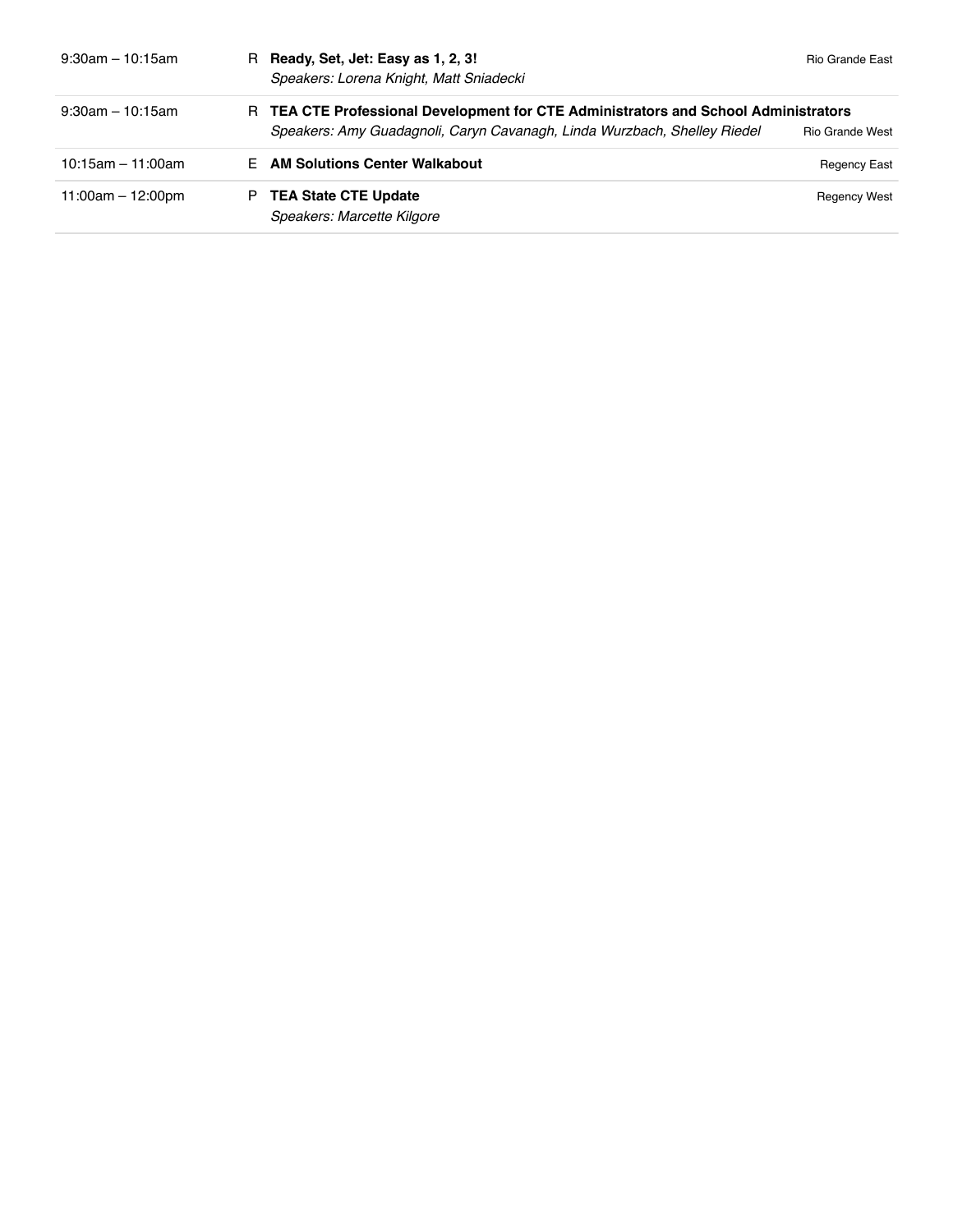| | | | |
|---|---|---|---|
| 9:30am – 10:15am | R | **Ready, Set, Jet: Easy as 1, 2, 3!**<br>*Speakers: Lorena Knight, Matt Sniadecki* | Rio Grande East |
| 9:30am – 10:15am | R | **TEA CTE Professional Development for CTE Administrators and School Administrators**<br>*Speakers: Amy Guadagnoli, Caryn Cavanagh, Linda Wurzbach, Shelley Riedel* | Rio Grande West |
| 10:15am – 11:00am | E | **AM Solutions Center Walkabout** | Regency East |
| 11:00am – 12:00pm | P | **TEA State CTE Update**<br>*Speakers: Marcette Kilgore* | Regency West |